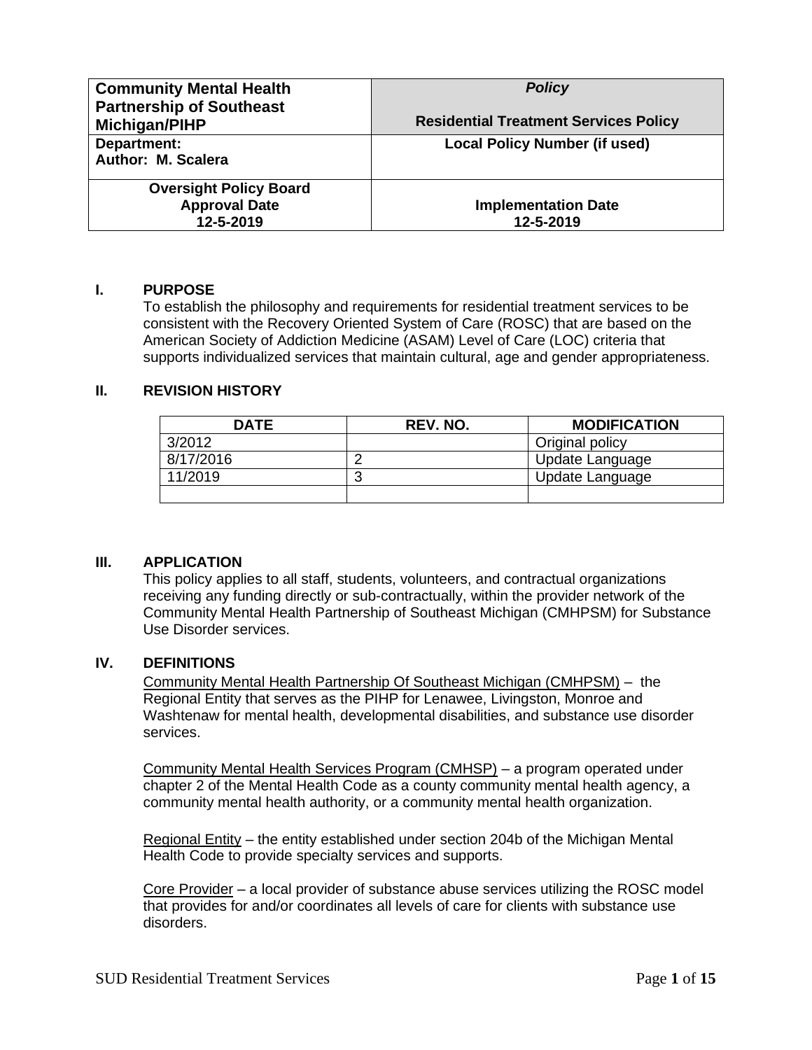| **Community Mental Health Partnership of Southeast Michigan/PIHP** | ***Policy*** **Residential Treatment Services Policy** |
|---|---|
| **Department:** **Author: M. Scalera** | **Local Policy Number (if used)** |
| **Oversight Policy Board Approval Date 12-5-2019** | **Implementation Date 12-5-2019** |

## I. PURPOSE

To establish the philosophy and requirements for residential treatment services to be consistent with the Recovery Oriented System of Care (ROSC) that are based on the American Society of Addiction Medicine (ASAM) Level of Care (LOC) criteria that supports individualized services that maintain cultural, age and gender appropriateness.

## II. REVISION HISTORY

| DATE | REV. NO. | MODIFICATION |
|---|---|---|
| 3/2012 | | Original policy |
| 8/17/2016 | 2 | Update Language |
| 11/2019 | 3 | Update Language |
| | | |

## III. APPLICATION

This policy applies to all staff, students, volunteers, and contractual organizations receiving any funding directly or sub-contractually, within the provider network of the Community Mental Health Partnership of Southeast Michigan (CMHPSM) for Substance Use Disorder services.

## IV. DEFINITIONS

Community Mental Health Partnership Of Southeast Michigan (CMHPSM) – the Regional Entity that serves as the PIHP for Lenawee, Livingston, Monroe and Washtenaw for mental health, developmental disabilities, and substance use disorder services.

Community Mental Health Services Program (CMHSP) – a program operated under chapter 2 of the Mental Health Code as a county community mental health agency, a community mental health authority, or a community mental health organization.

Regional Entity – the entity established under section 204b of the Michigan Mental Health Code to provide specialty services and supports.

Core Provider – a local provider of substance abuse services utilizing the ROSC model that provides for and/or coordinates all levels of care for clients with substance use disorders.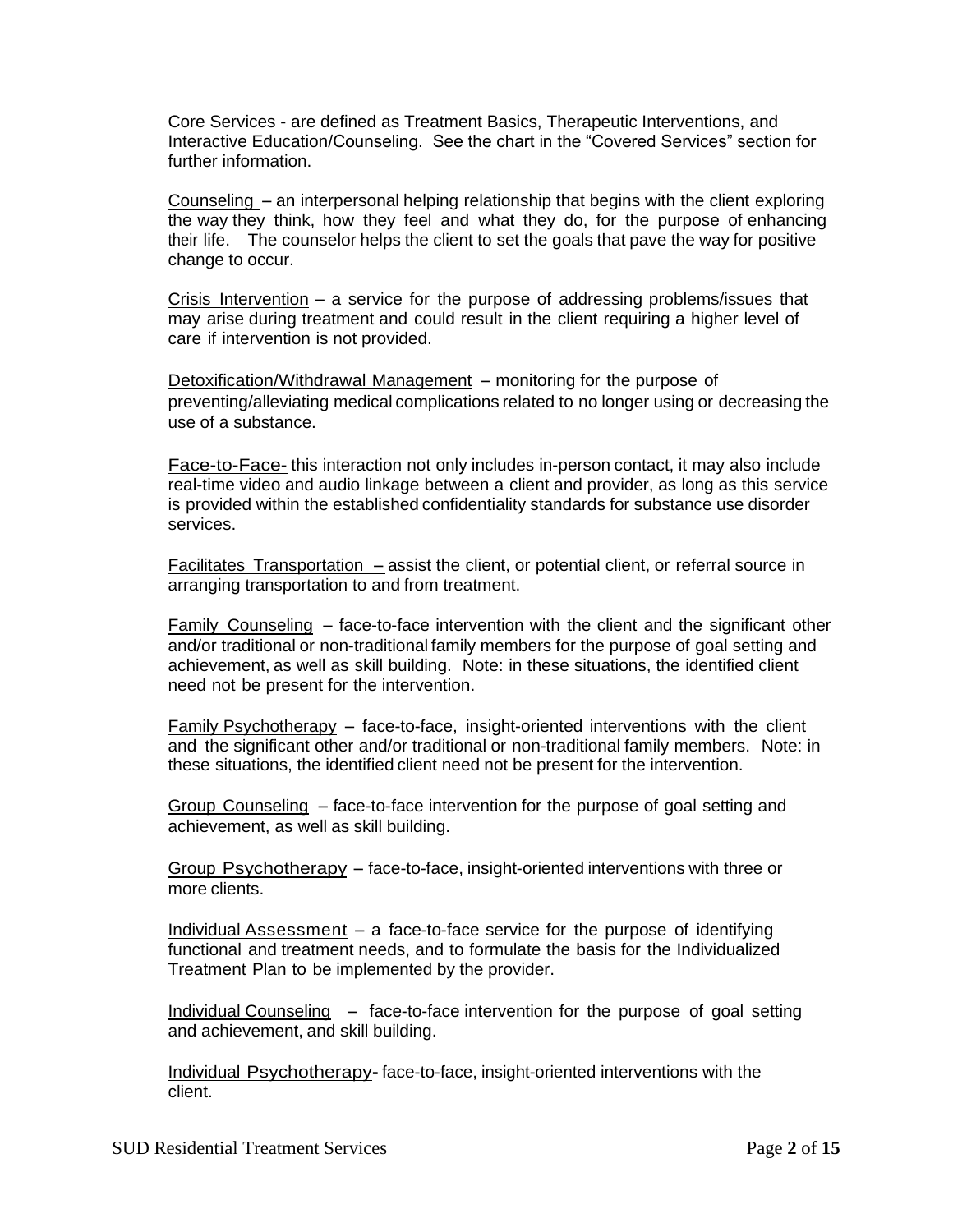Core Services - are defined as Treatment Basics, Therapeutic Interventions, and Interactive Education/Counseling. See the chart in the "Covered Services" section for further information.

<u>Counseling</u> – an interpersonal helping relationship that begins with the client exploring the way they think, how they feel and what they do, for the purpose of enhancing their life. The counselor helps the client to set the goals that pave the way for positive change to occur.

<u>Crisis Intervention</u> – a service for the purpose of addressing problems/issues that may arise during treatment and could result in the client requiring a higher level of care if intervention is not provided.

<u>Detoxification/Withdrawal Management</u> – monitoring for the purpose of preventing/alleviating medical complications related to no longer using or decreasing the use of a substance.

<u>Face-to-Face-</u> this interaction not only includes in-person contact, it may also include real-time video and audio linkage between a client and provider, as long as this service is provided within the established confidentiality standards for substance use disorder services.

<u>Facilitates Transportation</u> – assist the client, or potential client, or referral source in arranging transportation to and from treatment.

<u>Family Counseling</u> – face-to-face intervention with the client and the significant other and/or traditional or non-traditional family members for the purpose of goal setting and achievement, as well as skill building. Note: in these situations, the identified client need not be present for the intervention.

<u>Family Psychotherapy</u> – face-to-face, insight-oriented interventions with the client and the significant other and/or traditional or non-traditional family members. Note: in these situations, the identified client need not be present for the intervention.

<u>Group Counseling</u> – face-to-face intervention for the purpose of goal setting and achievement, as well as skill building.

<u>Group Psychotherapy</u> – face-to-face, insight-oriented interventions with three or more clients.

<u>Individual Assessment</u> – a face-to-face service for the purpose of identifying functional and treatment needs, and to formulate the basis for the Individualized Treatment Plan to be implemented by the provider.

<u>Individual Counseling</u> – face-to-face intervention for the purpose of goal setting and achievement, and skill building.

<u>Individual Psychotherapy</u>**-** face-to-face, insight-oriented interventions with the client.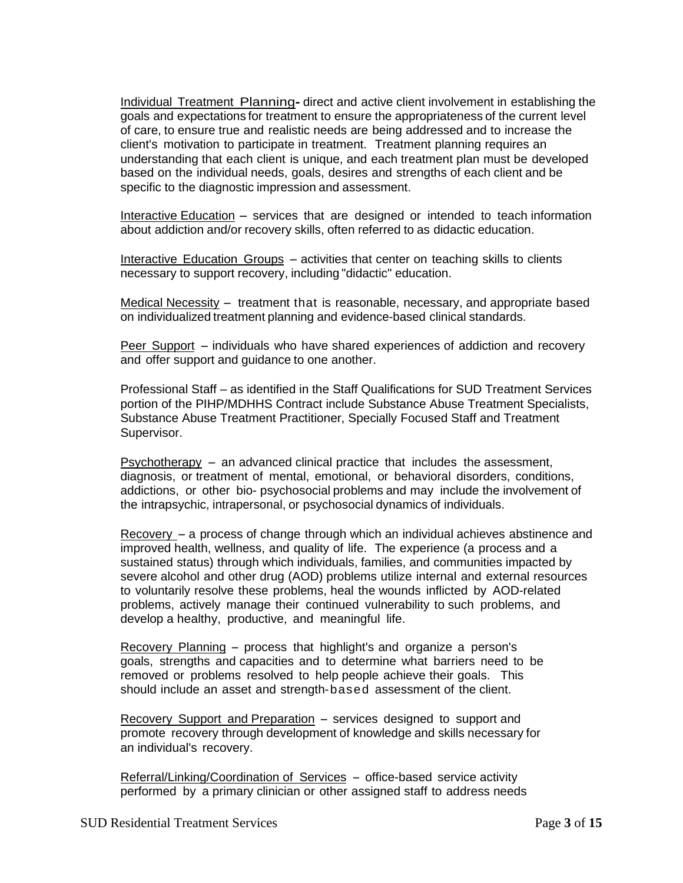Individual Treatment Planning- direct and active client involvement in establishing the goals and expectations for treatment to ensure the appropriateness of the current level of care, to ensure true and realistic needs are being addressed and to increase the client's motivation to participate in treatment. Treatment planning requires an understanding that each client is unique, and each treatment plan must be developed based on the individual needs, goals, desires and strengths of each client and be specific to the diagnostic impression and assessment.

Interactive Education – services that are designed or intended to teach information about addiction and/or recovery skills, often referred to as didactic education.

Interactive Education Groups – activities that center on teaching skills to clients necessary to support recovery, including "didactic" education.

Medical Necessity – treatment that is reasonable, necessary, and appropriate based on individualized treatment planning and evidence-based clinical standards.

Peer Support – individuals who have shared experiences of addiction and recovery and offer support and guidance to one another.

Professional Staff – as identified in the Staff Qualifications for SUD Treatment Services portion of the PIHP/MDHHS Contract include Substance Abuse Treatment Specialists, Substance Abuse Treatment Practitioner, Specially Focused Staff and Treatment Supervisor.

Psychotherapy – an advanced clinical practice that includes the assessment, diagnosis, or treatment of mental, emotional, or behavioral disorders, conditions, addictions, or other bio- psychosocial problems and may include the involvement of the intrapsychic, intrapersonal, or psychosocial dynamics of individuals.

Recovery – a process of change through which an individual achieves abstinence and improved health, wellness, and quality of life. The experience (a process and a sustained status) through which individuals, families, and communities impacted by severe alcohol and other drug (AOD) problems utilize internal and external resources to voluntarily resolve these problems, heal the wounds inflicted by AOD-related problems, actively manage their continued vulnerability to such problems, and develop a healthy, productive, and meaningful life.

Recovery Planning – process that highlight's and organize a person's goals, strengths and capacities and to determine what barriers need to be removed or problems resolved to help people achieve their goals. This should include an asset and strength-based assessment of the client.

Recovery Support and Preparation – services designed to support and promote recovery through development of knowledge and skills necessary for an individual's recovery.

Referral/Linking/Coordination of Services – office-based service activity performed by a primary clinician or other assigned staff to address needs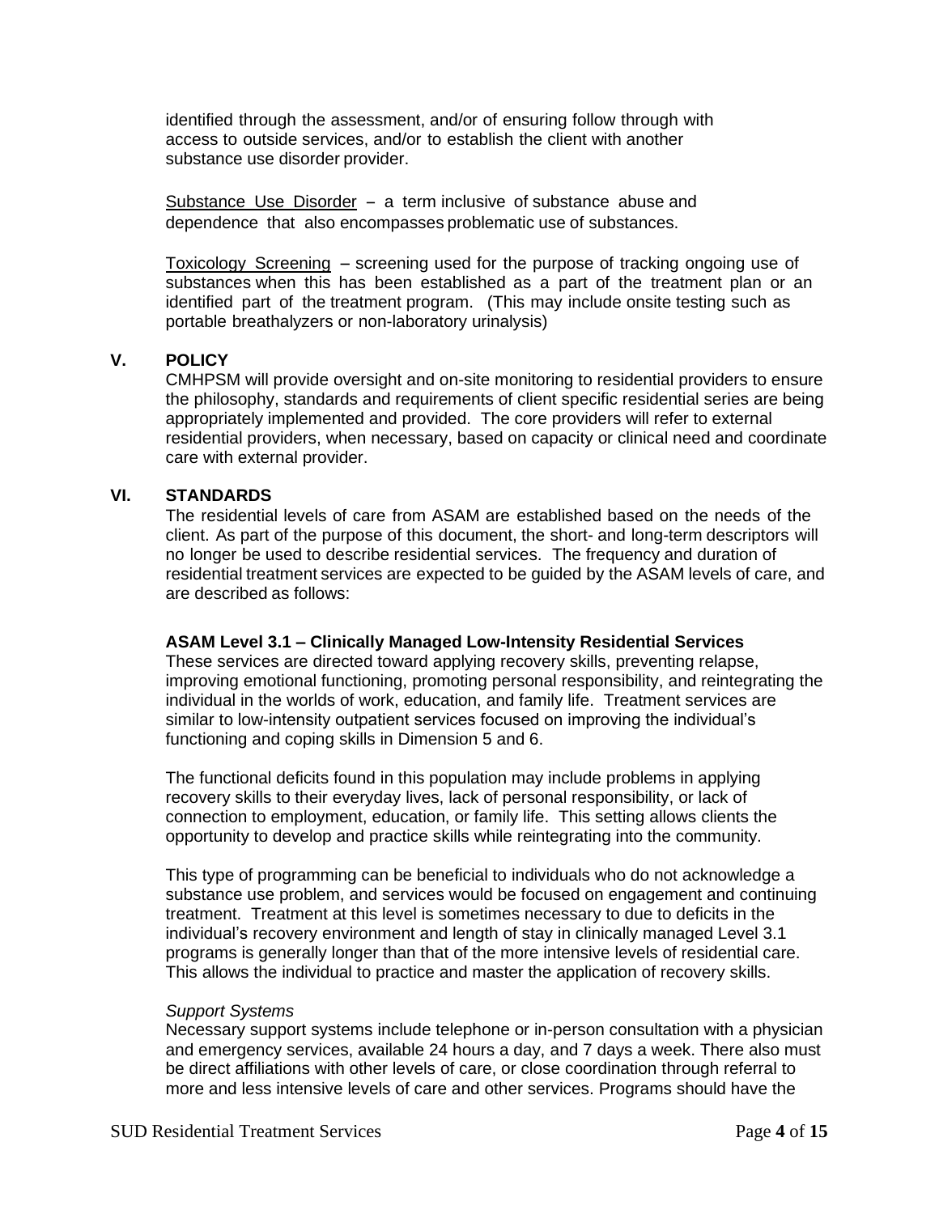identified through the assessment, and/or of ensuring follow through with access to outside services, and/or to establish the client with another substance use disorder provider.

Substance Use Disorder – a term inclusive of substance abuse and dependence that also encompasses problematic use of substances.

Toxicology Screening – screening used for the purpose of tracking ongoing use of substances when this has been established as a part of the treatment plan or an identified part of the treatment program. (This may include onsite testing such as portable breathalyzers or non-laboratory urinalysis)

## V. POLICY

CMHPSM will provide oversight and on-site monitoring to residential providers to ensure the philosophy, standards and requirements of client specific residential series are being appropriately implemented and provided. The core providers will refer to external residential providers, when necessary, based on capacity or clinical need and coordinate care with external provider.

## VI. STANDARDS

The residential levels of care from ASAM are established based on the needs of the client. As part of the purpose of this document, the short- and long-term descriptors will no longer be used to describe residential services. The frequency and duration of residential treatment services are expected to be guided by the ASAM levels of care, and are described as follows:

### ASAM Level 3.1 – Clinically Managed Low-Intensity Residential Services

These services are directed toward applying recovery skills, preventing relapse, improving emotional functioning, promoting personal responsibility, and reintegrating the individual in the worlds of work, education, and family life. Treatment services are similar to low-intensity outpatient services focused on improving the individual's functioning and coping skills in Dimension 5 and 6.

The functional deficits found in this population may include problems in applying recovery skills to their everyday lives, lack of personal responsibility, or lack of connection to employment, education, or family life. This setting allows clients the opportunity to develop and practice skills while reintegrating into the community.

This type of programming can be beneficial to individuals who do not acknowledge a substance use problem, and services would be focused on engagement and continuing treatment. Treatment at this level is sometimes necessary to due to deficits in the individual's recovery environment and length of stay in clinically managed Level 3.1 programs is generally longer than that of the more intensive levels of residential care. This allows the individual to practice and master the application of recovery skills.

*Support Systems*

Necessary support systems include telephone or in-person consultation with a physician and emergency services, available 24 hours a day, and 7 days a week. There also must be direct affiliations with other levels of care, or close coordination through referral to more and less intensive levels of care and other services. Programs should have the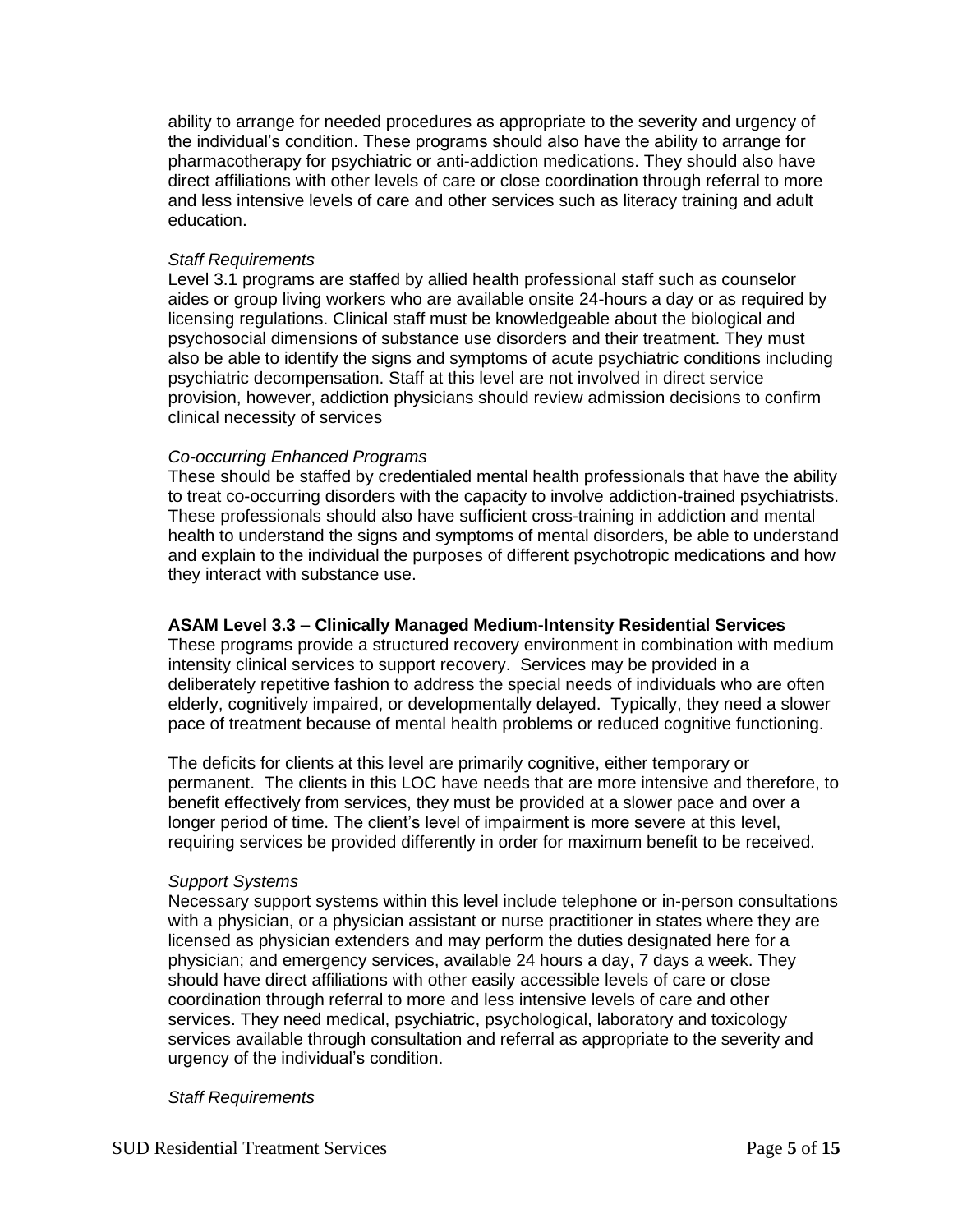ability to arrange for needed procedures as appropriate to the severity and urgency of the individual's condition. These programs should also have the ability to arrange for pharmacotherapy for psychiatric or anti-addiction medications. They should also have direct affiliations with other levels of care or close coordination through referral to more and less intensive levels of care and other services such as literacy training and adult education.

*Staff Requirements*

Level 3.1 programs are staffed by allied health professional staff such as counselor aides or group living workers who are available onsite 24-hours a day or as required by licensing regulations. Clinical staff must be knowledgeable about the biological and psychosocial dimensions of substance use disorders and their treatment. They must also be able to identify the signs and symptoms of acute psychiatric conditions including psychiatric decompensation. Staff at this level are not involved in direct service provision, however, addiction physicians should review admission decisions to confirm clinical necessity of services

*Co-occurring Enhanced Programs*

These should be staffed by credentialed mental health professionals that have the ability to treat co-occurring disorders with the capacity to involve addiction-trained psychiatrists. These professionals should also have sufficient cross-training in addiction and mental health to understand the signs and symptoms of mental disorders, be able to understand and explain to the individual the purposes of different psychotropic medications and how they interact with substance use.

**ASAM Level 3.3 – Clinically Managed Medium-Intensity Residential Services**

These programs provide a structured recovery environment in combination with medium intensity clinical services to support recovery. Services may be provided in a deliberately repetitive fashion to address the special needs of individuals who are often elderly, cognitively impaired, or developmentally delayed. Typically, they need a slower pace of treatment because of mental health problems or reduced cognitive functioning.

The deficits for clients at this level are primarily cognitive, either temporary or permanent. The clients in this LOC have needs that are more intensive and therefore, to benefit effectively from services, they must be provided at a slower pace and over a longer period of time. The client's level of impairment is more severe at this level, requiring services be provided differently in order for maximum benefit to be received.

*Support Systems*

Necessary support systems within this level include telephone or in-person consultations with a physician, or a physician assistant or nurse practitioner in states where they are licensed as physician extenders and may perform the duties designated here for a physician; and emergency services, available 24 hours a day, 7 days a week. They should have direct affiliations with other easily accessible levels of care or close coordination through referral to more and less intensive levels of care and other services. They need medical, psychiatric, psychological, laboratory and toxicology services available through consultation and referral as appropriate to the severity and urgency of the individual's condition.

*Staff Requirements*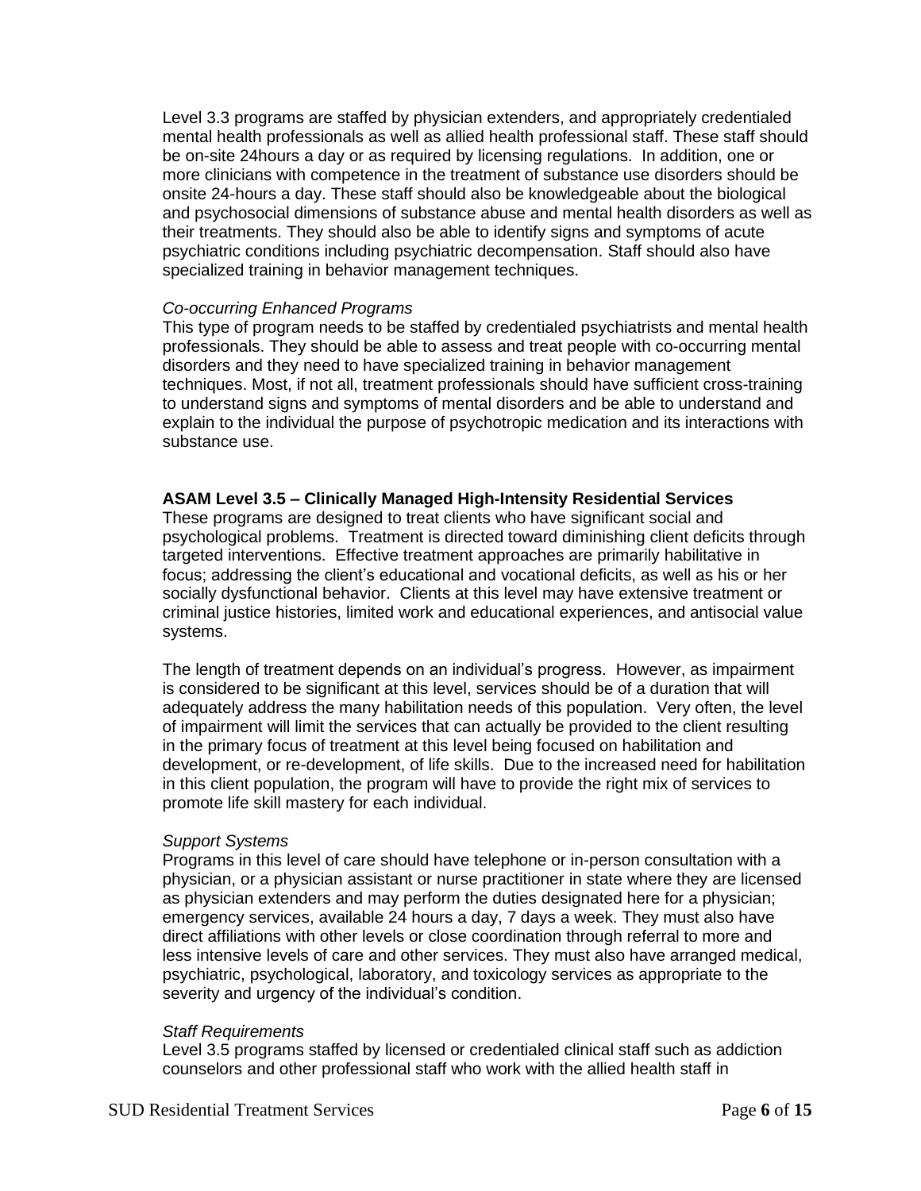Level 3.3 programs are staffed by physician extenders, and appropriately credentialed mental health professionals as well as allied health professional staff. These staff should be on-site 24hours a day or as required by licensing regulations. In addition, one or more clinicians with competence in the treatment of substance use disorders should be onsite 24-hours a day. These staff should also be knowledgeable about the biological and psychosocial dimensions of substance abuse and mental health disorders as well as their treatments. They should also be able to identify signs and symptoms of acute psychiatric conditions including psychiatric decompensation. Staff should also have specialized training in behavior management techniques.

*Co-occurring Enhanced Programs*

This type of program needs to be staffed by credentialed psychiatrists and mental health professionals. They should be able to assess and treat people with co-occurring mental disorders and they need to have specialized training in behavior management techniques. Most, if not all, treatment professionals should have sufficient cross-training to understand signs and symptoms of mental disorders and be able to understand and explain to the individual the purpose of psychotropic medication and its interactions with substance use.

**ASAM Level 3.5 – Clinically Managed High-Intensity Residential Services**

These programs are designed to treat clients who have significant social and psychological problems. Treatment is directed toward diminishing client deficits through targeted interventions. Effective treatment approaches are primarily habilitative in focus; addressing the client's educational and vocational deficits, as well as his or her socially dysfunctional behavior. Clients at this level may have extensive treatment or criminal justice histories, limited work and educational experiences, and antisocial value systems.

The length of treatment depends on an individual's progress. However, as impairment is considered to be significant at this level, services should be of a duration that will adequately address the many habilitation needs of this population. Very often, the level of impairment will limit the services that can actually be provided to the client resulting in the primary focus of treatment at this level being focused on habilitation and development, or re-development, of life skills. Due to the increased need for habilitation in this client population, the program will have to provide the right mix of services to promote life skill mastery for each individual.

*Support Systems*

Programs in this level of care should have telephone or in-person consultation with a physician, or a physician assistant or nurse practitioner in state where they are licensed as physician extenders and may perform the duties designated here for a physician; emergency services, available 24 hours a day, 7 days a week. They must also have direct affiliations with other levels or close coordination through referral to more and less intensive levels of care and other services. They must also have arranged medical, psychiatric, psychological, laboratory, and toxicology services as appropriate to the severity and urgency of the individual's condition.

*Staff Requirements*

Level 3.5 programs staffed by licensed or credentialed clinical staff such as addiction counselors and other professional staff who work with the allied health staff in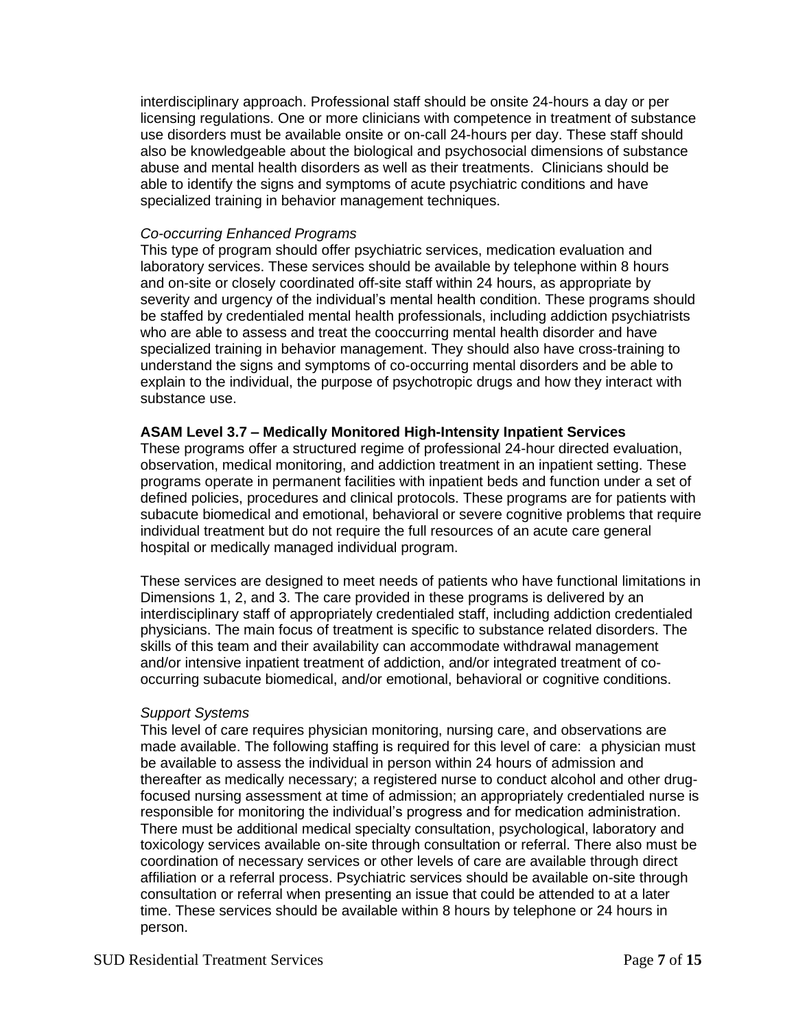interdisciplinary approach. Professional staff should be onsite 24-hours a day or per licensing regulations. One or more clinicians with competence in treatment of substance use disorders must be available onsite or on-call 24-hours per day. These staff should also be knowledgeable about the biological and psychosocial dimensions of substance abuse and mental health disorders as well as their treatments. Clinicians should be able to identify the signs and symptoms of acute psychiatric conditions and have specialized training in behavior management techniques.

*Co-occurring Enhanced Programs*
This type of program should offer psychiatric services, medication evaluation and laboratory services. These services should be available by telephone within 8 hours and on-site or closely coordinated off-site staff within 24 hours, as appropriate by severity and urgency of the individual's mental health condition. These programs should be staffed by credentialed mental health professionals, including addiction psychiatrists who are able to assess and treat the cooccurring mental health disorder and have specialized training in behavior management. They should also have cross-training to understand the signs and symptoms of co-occurring mental disorders and be able to explain to the individual, the purpose of psychotropic drugs and how they interact with substance use.

**ASAM Level 3.7 – Medically Monitored High-Intensity Inpatient Services**
These programs offer a structured regime of professional 24-hour directed evaluation, observation, medical monitoring, and addiction treatment in an inpatient setting. These programs operate in permanent facilities with inpatient beds and function under a set of defined policies, procedures and clinical protocols. These programs are for patients with subacute biomedical and emotional, behavioral or severe cognitive problems that require individual treatment but do not require the full resources of an acute care general hospital or medically managed individual program.

These services are designed to meet needs of patients who have functional limitations in Dimensions 1, 2, and 3. The care provided in these programs is delivered by an interdisciplinary staff of appropriately credentialed staff, including addiction credentialed physicians. The main focus of treatment is specific to substance related disorders. The skills of this team and their availability can accommodate withdrawal management and/or intensive inpatient treatment of addiction, and/or integrated treatment of co-occurring subacute biomedical, and/or emotional, behavioral or cognitive conditions.

*Support Systems*
This level of care requires physician monitoring, nursing care, and observations are made available. The following staffing is required for this level of care: a physician must be available to assess the individual in person within 24 hours of admission and thereafter as medically necessary; a registered nurse to conduct alcohol and other drug-focused nursing assessment at time of admission; an appropriately credentialed nurse is responsible for monitoring the individual's progress and for medication administration. There must be additional medical specialty consultation, psychological, laboratory and toxicology services available on-site through consultation or referral. There also must be coordination of necessary services or other levels of care are available through direct affiliation or a referral process. Psychiatric services should be available on-site through consultation or referral when presenting an issue that could be attended to at a later time. These services should be available within 8 hours by telephone or 24 hours in person.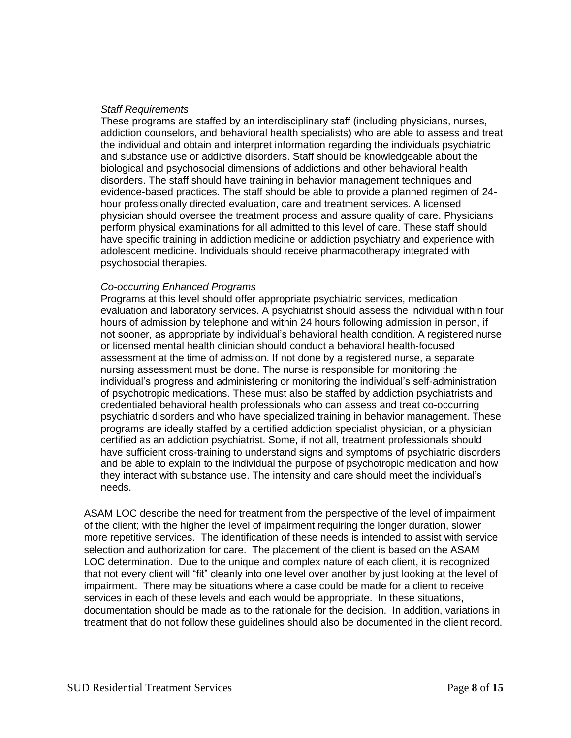*Staff Requirements*

These programs are staffed by an interdisciplinary staff (including physicians, nurses, addiction counselors, and behavioral health specialists) who are able to assess and treat the individual and obtain and interpret information regarding the individuals psychiatric and substance use or addictive disorders. Staff should be knowledgeable about the biological and psychosocial dimensions of addictions and other behavioral health disorders. The staff should have training in behavior management techniques and evidence-based practices. The staff should be able to provide a planned regimen of 24-hour professionally directed evaluation, care and treatment services. A licensed physician should oversee the treatment process and assure quality of care. Physicians perform physical examinations for all admitted to this level of care. These staff should have specific training in addiction medicine or addiction psychiatry and experience with adolescent medicine. Individuals should receive pharmacotherapy integrated with psychosocial therapies.

*Co-occurring Enhanced Programs*

Programs at this level should offer appropriate psychiatric services, medication evaluation and laboratory services. A psychiatrist should assess the individual within four hours of admission by telephone and within 24 hours following admission in person, if not sooner, as appropriate by individual's behavioral health condition. A registered nurse or licensed mental health clinician should conduct a behavioral health-focused assessment at the time of admission. If not done by a registered nurse, a separate nursing assessment must be done. The nurse is responsible for monitoring the individual's progress and administering or monitoring the individual's self-administration of psychotropic medications. These must also be staffed by addiction psychiatrists and credentialed behavioral health professionals who can assess and treat co-occurring psychiatric disorders and who have specialized training in behavior management. These programs are ideally staffed by a certified addiction specialist physician, or a physician certified as an addiction psychiatrist. Some, if not all, treatment professionals should have sufficient cross-training to understand signs and symptoms of psychiatric disorders and be able to explain to the individual the purpose of psychotropic medication and how they interact with substance use. The intensity and care should meet the individual's needs.

ASAM LOC describe the need for treatment from the perspective of the level of impairment of the client; with the higher the level of impairment requiring the longer duration, slower more repetitive services. The identification of these needs is intended to assist with service selection and authorization for care. The placement of the client is based on the ASAM LOC determination. Due to the unique and complex nature of each client, it is recognized that not every client will "fit" cleanly into one level over another by just looking at the level of impairment. There may be situations where a case could be made for a client to receive services in each of these levels and each would be appropriate. In these situations, documentation should be made as to the rationale for the decision. In addition, variations in treatment that do not follow these guidelines should also be documented in the client record.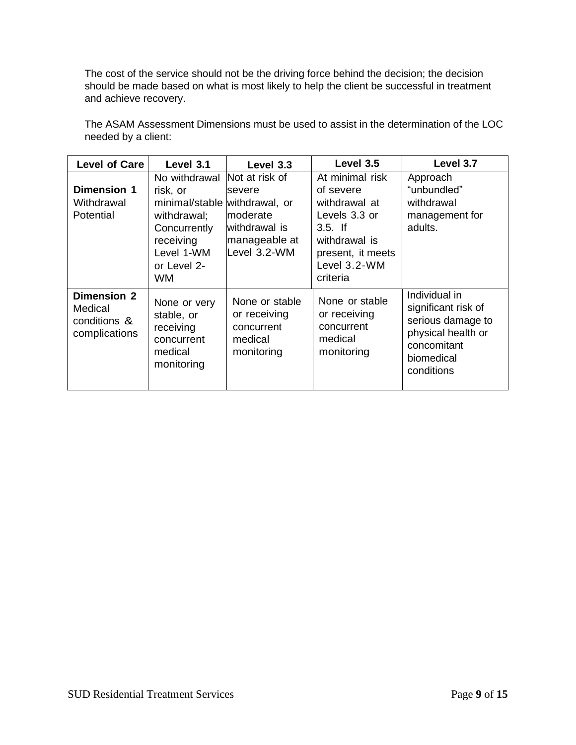The cost of the service should not be the driving force behind the decision; the decision should be made based on what is most likely to help the client be successful in treatment and achieve recovery.

The ASAM Assessment Dimensions must be used to assist in the determination of the LOC needed by a client:

| Level of Care | Level 3.1 | Level 3.3 | Level 3.5 | Level 3.7 |
|---|---|---|---|---|
| **Dimension 1** Withdrawal Potential | No withdrawal risk, or minimal/stable withdrawal; Concurrently receiving Level 1-WM or Level 2-WM | Not at risk of severe withdrawal, or moderate withdrawal is manageable at Level 3.2-WM | At minimal risk of severe withdrawal at Levels 3.3 or 3.5. If withdrawal is present, it meets Level 3.2-WM criteria | Approach "unbundled" withdrawal management for adults. |
| **Dimension 2** Medical conditions & complications | None or very stable, or receiving concurrent medical monitoring | None or stable or receiving concurrent medical monitoring | None or stable or receiving concurrent medical monitoring | Individual in significant risk of serious damage to physical health or concomitant biomedical conditions |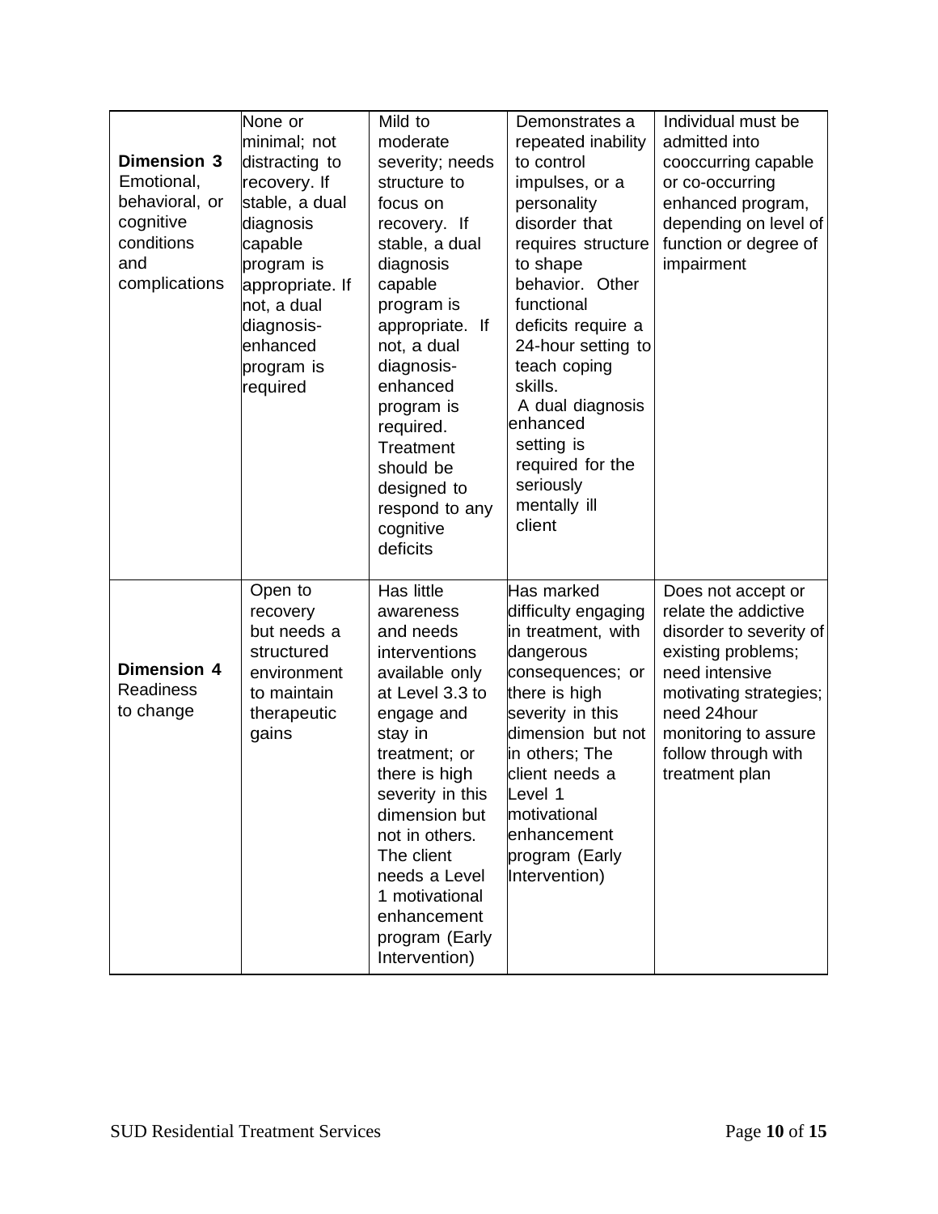| **Dimension 3** Emotional, behavioral, or cognitive conditions and complications | None or minimal; not distracting to recovery. If stable, a dual diagnosis capable program is appropriate. If not, a dual diagnosis-enhanced program is required | Mild to moderate severity; needs structure to focus on recovery. If stable, a dual diagnosis capable program is appropriate. If not, a dual diagnosis-enhanced program is required. Treatment should be designed to respond to any cognitive deficits | Demonstrates a repeated inability to control impulses, or a personality disorder that requires structure to shape behavior. Other functional deficits require a 24-hour setting to teach coping skills. A dual diagnosis enhanced setting is required for the seriously mentally ill client | Individual must be admitted into cooccurring capable or co-occurring enhanced program, depending on level of function or degree of impairment |
|---|---|---|---|---|
| **Dimension 4** Readiness to change | Open to recovery but needs a structured environment to maintain therapeutic gains | Has little awareness and needs interventions available only at Level 3.3 to engage and stay in treatment; or there is high severity in this dimension but not in others. The client needs a Level 1 motivational enhancement program (Early Intervention) | Has marked difficulty engaging in treatment, with dangerous consequences; or there is high severity in this dimension but not in others; The client needs a Level 1 motivational enhancement program (Early Intervention) | Does not accept or relate the addictive disorder to severity of existing problems; need intensive motivating strategies; need 24hour monitoring to assure follow through with treatment plan |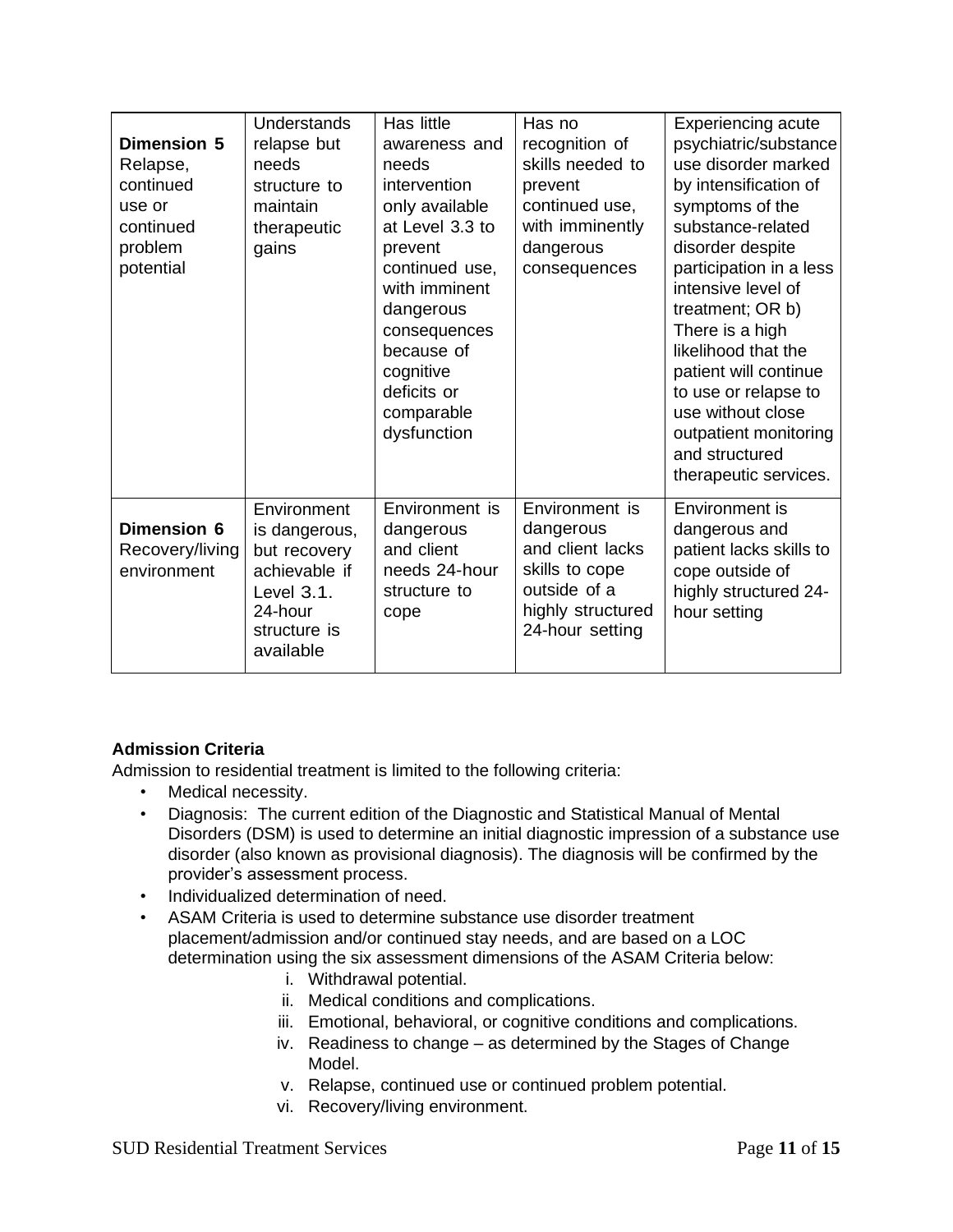| **Dimension 5** Relapse, continued use or continued problem potential | Understands relapse but needs structure to maintain therapeutic gains | Has little awareness and needs intervention only available at Level 3.3 to prevent continued use, with imminent dangerous consequences because of cognitive deficits or comparable dysfunction | Has no recognition of skills needed to prevent continued use, with imminently dangerous consequences | Experiencing acute psychiatric/substance use disorder marked by intensification of symptoms of the substance-related disorder despite participation in a less intensive level of treatment; OR b) There is a high likelihood that the patient will continue to use or relapse to use without close outpatient monitoring and structured therapeutic services. |
|---|---|---|---|---|
| **Dimension 6** Recovery/living environment | Environment is dangerous, but recovery achievable if Level 3.1. 24-hour structure is available | Environment is dangerous and client needs 24-hour structure to cope | Environment is dangerous and client lacks skills to cope outside of a highly structured 24-hour setting | Environment is dangerous and patient lacks skills to cope outside of highly structured 24-hour setting |

**Admission Criteria**

Admission to residential treatment is limited to the following criteria:

- Medical necessity.
- Diagnosis: The current edition of the Diagnostic and Statistical Manual of Mental Disorders (DSM) is used to determine an initial diagnostic impression of a substance use disorder (also known as provisional diagnosis). The diagnosis will be confirmed by the provider's assessment process.
- Individualized determination of need.
- ASAM Criteria is used to determine substance use disorder treatment placement/admission and/or continued stay needs, and are based on a LOC determination using the six assessment dimensions of the ASAM Criteria below:
  - i. Withdrawal potential.
  - ii. Medical conditions and complications.
  - iii. Emotional, behavioral, or cognitive conditions and complications.
  - iv. Readiness to change – as determined by the Stages of Change Model.
  - v. Relapse, continued use or continued problem potential.
  - vi. Recovery/living environment.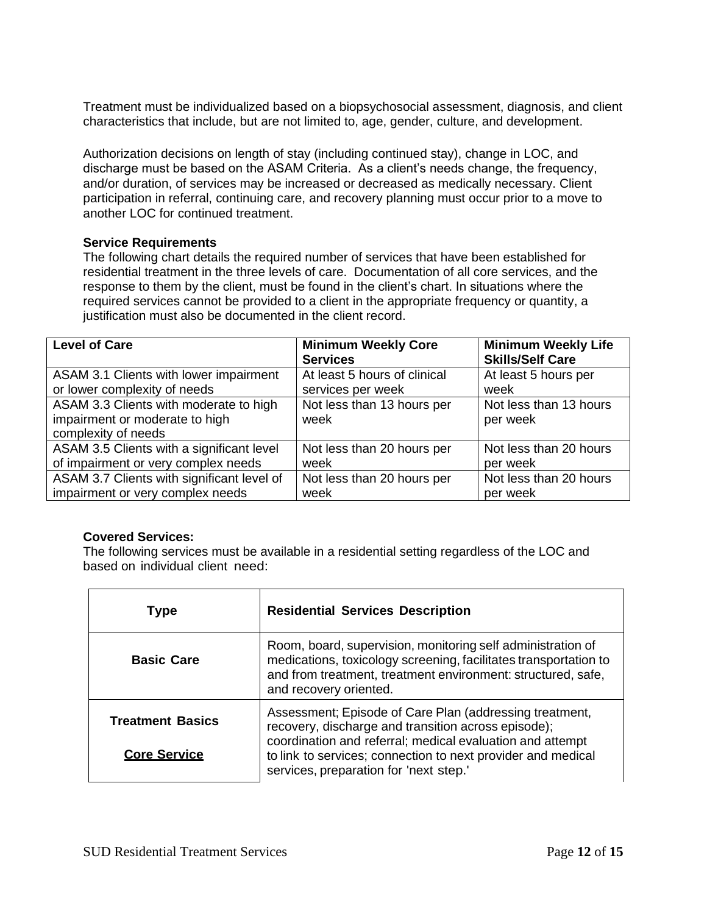Treatment must be individualized based on a biopsychosocial assessment, diagnosis, and client characteristics that include, but are not limited to, age, gender, culture, and development.

Authorization decisions on length of stay (including continued stay), change in LOC, and discharge must be based on the ASAM Criteria. As a client's needs change, the frequency, and/or duration, of services may be increased or decreased as medically necessary. Client participation in referral, continuing care, and recovery planning must occur prior to a move to another LOC for continued treatment.

**Service Requirements**

The following chart details the required number of services that have been established for residential treatment in the three levels of care. Documentation of all core services, and the response to them by the client, must be found in the client's chart. In situations where the required services cannot be provided to a client in the appropriate frequency or quantity, a justification must also be documented in the client record.

| Level of Care | Minimum Weekly Core Services | Minimum Weekly Life Skills/Self Care |
|---|---|---|
| ASAM 3.1 Clients with lower impairment or lower complexity of needs | At least 5 hours of clinical services per week | At least 5 hours per week |
| ASAM 3.3 Clients with moderate to high impairment or moderate to high complexity of needs | Not less than 13 hours per week | Not less than 13 hours per week |
| ASAM 3.5 Clients with a significant level of impairment or very complex needs | Not less than 20 hours per week | Not less than 20 hours per week |
| ASAM 3.7 Clients with significant level of impairment or very complex needs | Not less than 20 hours per week | Not less than 20 hours per week |

**Covered Services:**

The following services must be available in a residential setting regardless of the LOC and based on individual client need:

| Type | Residential Services Description |
|---|---|
| **Basic Care** | Room, board, supervision, monitoring self administration of medications, toxicology screening, facilitates transportation to and from treatment, treatment environment: structured, safe, and recovery oriented. |
| **Treatment Basics** <br> **<u>Core Service</u>** | Assessment; Episode of Care Plan (addressing treatment, recovery, discharge and transition across episode); coordination and referral; medical evaluation and attempt to link to services; connection to next provider and medical services, preparation for 'next step.' |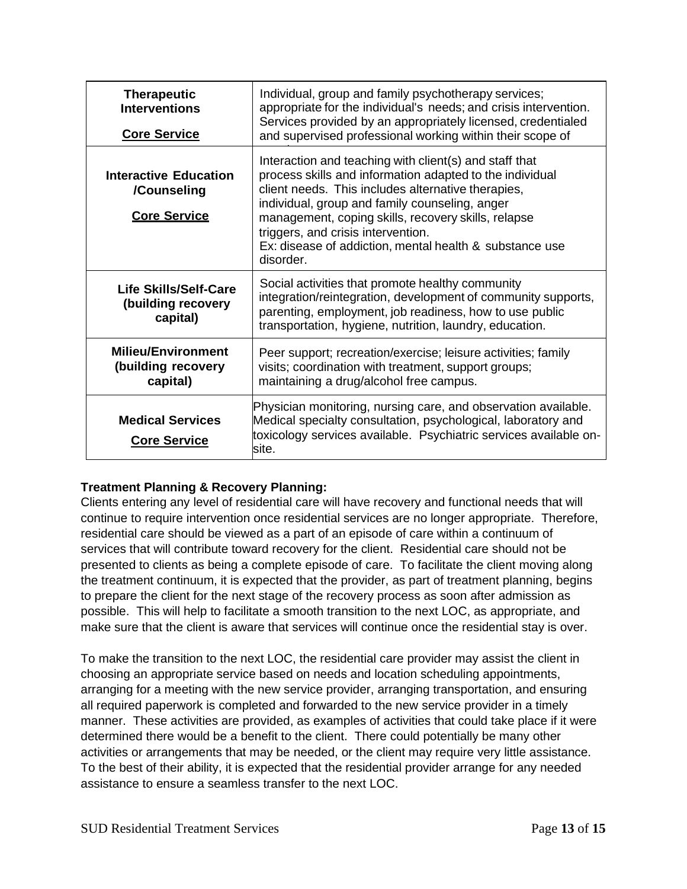| | |
|---|---|
| **Therapeutic Interventions** **Core Service** | Individual, group and family psychotherapy services; appropriate for the individual's needs; and crisis intervention. Services provided by an appropriately licensed, credentialed and supervised professional working within their scope of |
| **Interactive Education /Counseling** **Core Service** | Interaction and teaching with client(s) and staff that process skills and information adapted to the individual client needs. This includes alternative therapies, individual, group and family counseling, anger management, coping skills, recovery skills, relapse triggers, and crisis intervention. Ex: disease of addiction, mental health & substance use disorder. |
| **Life Skills/Self-Care (building recovery capital)** | Social activities that promote healthy community integration/reintegration, development of community supports, parenting, employment, job readiness, how to use public transportation, hygiene, nutrition, laundry, education. |
| **Milieu/Environment (building recovery capital)** | Peer support; recreation/exercise; leisure activities; family visits; coordination with treatment, support groups; maintaining a drug/alcohol free campus. |
| **Medical Services** **Core Service** | Physician monitoring, nursing care, and observation available. Medical specialty consultation, psychological, laboratory and toxicology services available. Psychiatric services available on-site. |

**Treatment Planning & Recovery Planning:**

Clients entering any level of residential care will have recovery and functional needs that will continue to require intervention once residential services are no longer appropriate. Therefore, residential care should be viewed as a part of an episode of care within a continuum of services that will contribute toward recovery for the client. Residential care should not be presented to clients as being a complete episode of care. To facilitate the client moving along the treatment continuum, it is expected that the provider, as part of treatment planning, begins to prepare the client for the next stage of the recovery process as soon after admission as possible. This will help to facilitate a smooth transition to the next LOC, as appropriate, and make sure that the client is aware that services will continue once the residential stay is over.

To make the transition to the next LOC, the residential care provider may assist the client in choosing an appropriate service based on needs and location scheduling appointments, arranging for a meeting with the new service provider, arranging transportation, and ensuring all required paperwork is completed and forwarded to the new service provider in a timely manner. These activities are provided, as examples of activities that could take place if it were determined there would be a benefit to the client. There could potentially be many other activities or arrangements that may be needed, or the client may require very little assistance. To the best of their ability, it is expected that the residential provider arrange for any needed assistance to ensure a seamless transfer to the next LOC.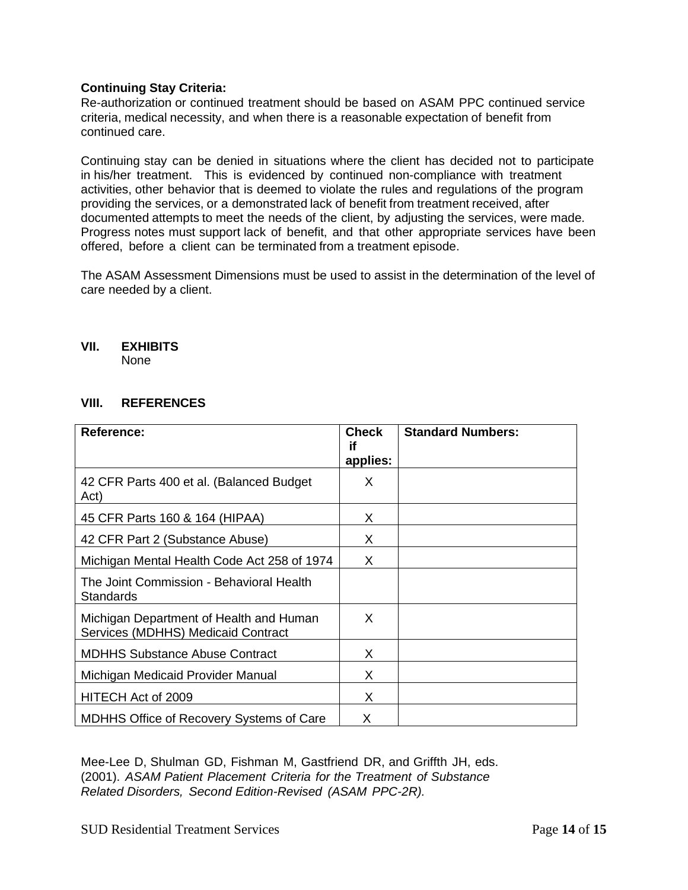**Continuing Stay Criteria:**
Re-authorization or continued treatment should be based on ASAM PPC continued service criteria, medical necessity, and when there is a reasonable expectation of benefit from continued care.

Continuing stay can be denied in situations where the client has decided not to participate in his/her treatment. This is evidenced by continued non-compliance with treatment activities, other behavior that is deemed to violate the rules and regulations of the program providing the services, or a demonstrated lack of benefit from treatment received, after documented attempts to meet the needs of the client, by adjusting the services, were made. Progress notes must support lack of benefit, and that other appropriate services have been offered, before a client can be terminated from a treatment episode.

The ASAM Assessment Dimensions must be used to assist in the determination of the level of care needed by a client.

## VII. EXHIBITS

None

## VIII. REFERENCES

| Reference: | Check if applies: | Standard Numbers: |
|---|---|---|
| 42 CFR Parts 400 et al. (Balanced Budget Act) | X | |
| 45 CFR Parts 160 & 164 (HIPAA) | X | |
| 42 CFR Part 2 (Substance Abuse) | X | |
| Michigan Mental Health Code Act 258 of 1974 | X | |
| The Joint Commission - Behavioral Health Standards | | |
| Michigan Department of Health and Human Services (MDHHS) Medicaid Contract | X | |
| MDHHS Substance Abuse Contract | X | |
| Michigan Medicaid Provider Manual | X | |
| HITECH Act of 2009 | X | |
| MDHHS Office of Recovery Systems of Care | X | |

Mee-Lee D, Shulman GD, Fishman M, Gastfriend DR, and Griffth JH, eds. (2001). *ASAM Patient Placement Criteria for the Treatment of Substance Related Disorders, Second Edition-Revised (ASAM PPC-2R).*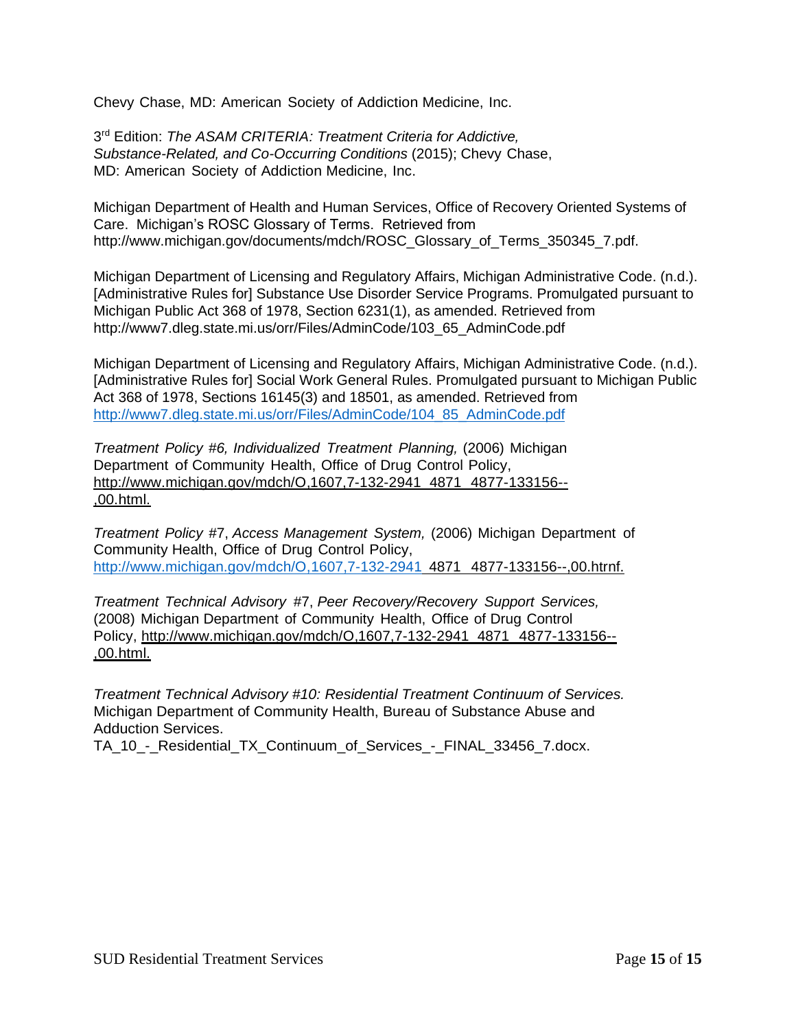Chevy Chase, MD: American Society of Addiction Medicine, Inc.

3rd Edition: *The ASAM CRITERIA: Treatment Criteria for Addictive, Substance-Related, and Co-Occurring Conditions* (2015); Chevy Chase, MD: American Society of Addiction Medicine, Inc.

Michigan Department of Health and Human Services, Office of Recovery Oriented Systems of Care. Michigan's ROSC Glossary of Terms. Retrieved from http://www.michigan.gov/documents/mdch/ROSC_Glossary_of_Terms_350345_7.pdf.

Michigan Department of Licensing and Regulatory Affairs, Michigan Administrative Code. (n.d.). [Administrative Rules for] Substance Use Disorder Service Programs. Promulgated pursuant to Michigan Public Act 368 of 1978, Section 6231(1), as amended. Retrieved from http://www7.dleg.state.mi.us/orr/Files/AdminCode/103_65_AdminCode.pdf

Michigan Department of Licensing and Regulatory Affairs, Michigan Administrative Code. (n.d.). [Administrative Rules for] Social Work General Rules. Promulgated pursuant to Michigan Public Act 368 of 1978, Sections 16145(3) and 18501, as amended. Retrieved from http://www7.dleg.state.mi.us/orr/Files/AdminCode/104_85_AdminCode.pdf

*Treatment Policy #6, Individualized Treatment Planning,* (2006) Michigan Department of Community Health, Office of Drug Control Policy, http://www.michigan.gov/mdch/O,1607,7-132-2941_4871_4877-133156--,00.html.

*Treatment Policy #*7, *Access Management System,* (2006) Michigan Department of Community Health, Office of Drug Control Policy, http://www.michigan.gov/mdch/O,1607,7-132-2941_4871_4877-133156--,00.htrnf.

*Treatment Technical Advisory #*7, *Peer Recovery/Recovery Support Services,* (2008) Michigan Department of Community Health, Office of Drug Control Policy, http://www.michigan.gov/mdch/O,1607,7-132-2941_4871_4877-133156--,00.html.

*Treatment Technical Advisory #10: Residential Treatment Continuum of Services.* Michigan Department of Community Health, Bureau of Substance Abuse and Adduction Services. TA_10_-_Residential_TX_Continuum_of_Services_-_FINAL_33456_7.docx.